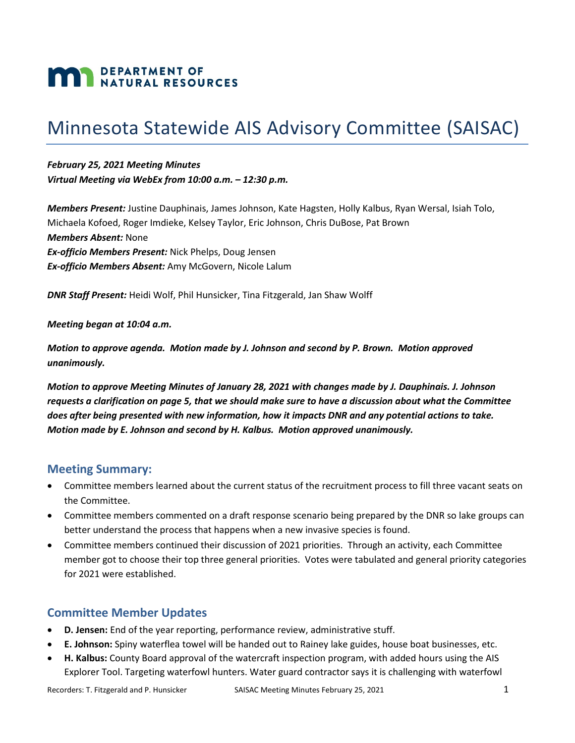DEPARTMENT OF NATURAL RESOURCES

# Minnesota Statewide AIS Advisory Committee (SAISAC)

***February 25, 2021 Meeting Minutes***
***Virtual Meeting via WebEx from 10:00 a.m. – 12:30 p.m.***

***Members Present:*** Justine Dauphinais, James Johnson, Kate Hagsten, Holly Kalbus, Ryan Wersal, Isiah Tolo, Michaela Kofoed, Roger Imdieke, Kelsey Taylor, Eric Johnson, Chris DuBose, Pat Brown
***Members Absent:*** None
***Ex-officio Members Present:*** Nick Phelps, Doug Jensen
***Ex-officio Members Absent:*** Amy McGovern, Nicole Lalum

***DNR Staff Present:*** Heidi Wolf, Phil Hunsicker, Tina Fitzgerald, Jan Shaw Wolff

***Meeting began at 10:04 a.m.***

***Motion to approve agenda. Motion made by J. Johnson and second by P. Brown. Motion approved unanimously.***

***Motion to approve Meeting Minutes of January 28, 2021 with changes made by J. Dauphinais. J. Johnson requests a clarification on page 5, that we should make sure to have a discussion about what the Committee does after being presented with new information, how it impacts DNR and any potential actions to take. Motion made by E. Johnson and second by H. Kalbus. Motion approved unanimously.***

## Meeting Summary:

- Committee members learned about the current status of the recruitment process to fill three vacant seats on the Committee.
- Committee members commented on a draft response scenario being prepared by the DNR so lake groups can better understand the process that happens when a new invasive species is found.
- Committee members continued their discussion of 2021 priorities. Through an activity, each Committee member got to choose their top three general priorities. Votes were tabulated and general priority categories for 2021 were established.

## Committee Member Updates

- **D. Jensen:** End of the year reporting, performance review, administrative stuff.
- **E. Johnson:** Spiny waterflea towel will be handed out to Rainey lake guides, house boat businesses, etc.
- **H. Kalbus:** County Board approval of the watercraft inspection program, with added hours using the AIS Explorer Tool. Targeting waterfowl hunters. Water guard contractor says it is challenging with waterfowl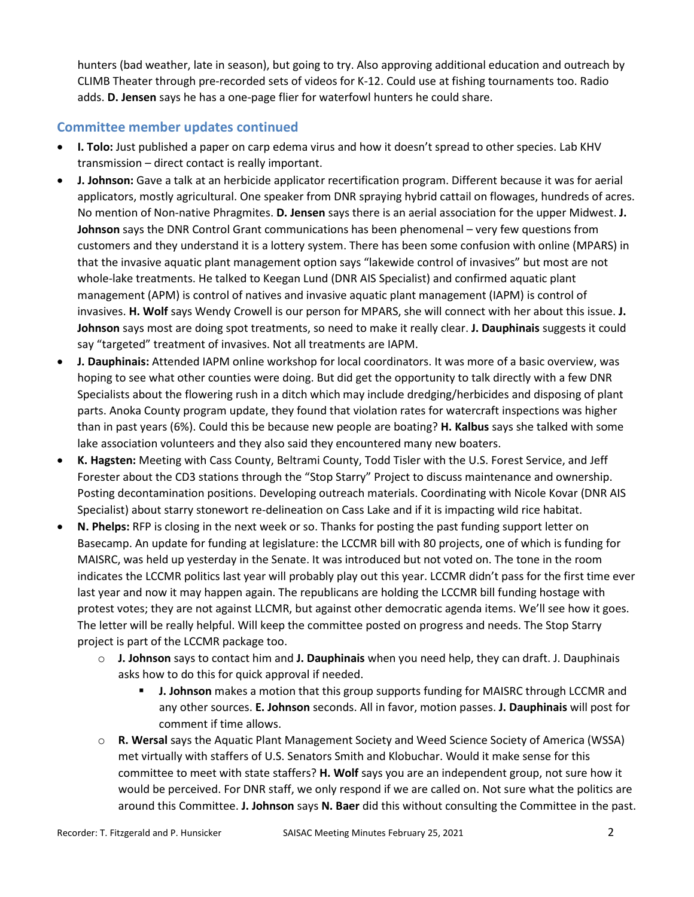hunters (bad weather, late in season), but going to try. Also approving additional education and outreach by CLIMB Theater through pre-recorded sets of videos for K-12. Could use at fishing tournaments too. Radio adds. **D. Jensen** says he has a one-page flier for waterfowl hunters he could share.

## Committee member updates continued

- **I. Tolo:** Just published a paper on carp edema virus and how it doesn't spread to other species. Lab KHV transmission – direct contact is really important.
- **J. Johnson:** Gave a talk at an herbicide applicator recertification program. Different because it was for aerial applicators, mostly agricultural. One speaker from DNR spraying hybrid cattail on flowages, hundreds of acres. No mention of Non-native Phragmites. **D. Jensen** says there is an aerial association for the upper Midwest. **J. Johnson** says the DNR Control Grant communications has been phenomenal – very few questions from customers and they understand it is a lottery system. There has been some confusion with online (MPARS) in that the invasive aquatic plant management option says "lakewide control of invasives" but most are not whole-lake treatments. He talked to Keegan Lund (DNR AIS Specialist) and confirmed aquatic plant management (APM) is control of natives and invasive aquatic plant management (IAPM) is control of invasives. **H. Wolf** says Wendy Crowell is our person for MPARS, she will connect with her about this issue. **J. Johnson** says most are doing spot treatments, so need to make it really clear. **J. Dauphinais** suggests it could say "targeted" treatment of invasives. Not all treatments are IAPM.
- **J. Dauphinais:** Attended IAPM online workshop for local coordinators. It was more of a basic overview, was hoping to see what other counties were doing. But did get the opportunity to talk directly with a few DNR Specialists about the flowering rush in a ditch which may include dredging/herbicides and disposing of plant parts. Anoka County program update, they found that violation rates for watercraft inspections was higher than in past years (6%). Could this be because new people are boating? **H. Kalbus** says she talked with some lake association volunteers and they also said they encountered many new boaters.
- **K. Hagsten:** Meeting with Cass County, Beltrami County, Todd Tisler with the U.S. Forest Service, and Jeff Forester about the CD3 stations through the "Stop Starry" Project to discuss maintenance and ownership. Posting decontamination positions. Developing outreach materials. Coordinating with Nicole Kovar (DNR AIS Specialist) about starry stonewort re-delineation on Cass Lake and if it is impacting wild rice habitat.
- **N. Phelps:** RFP is closing in the next week or so. Thanks for posting the past funding support letter on Basecamp. An update for funding at legislature: the LCCMR bill with 80 projects, one of which is funding for MAISRC, was held up yesterday in the Senate. It was introduced but not voted on. The tone in the room indicates the LCCMR politics last year will probably play out this year. LCCMR didn't pass for the first time ever last year and now it may happen again. The republicans are holding the LCCMR bill funding hostage with protest votes; they are not against LLCMR, but against other democratic agenda items. We'll see how it goes. The letter will be really helpful. Will keep the committee posted on progress and needs. The Stop Starry project is part of the LCCMR package too.
  - **J. Johnson** says to contact him and **J. Dauphinais** when you need help, they can draft. J. Dauphinais asks how to do this for quick approval if needed.
    - **J. Johnson** makes a motion that this group supports funding for MAISRC through LCCMR and any other sources. **E. Johnson** seconds. All in favor, motion passes. **J. Dauphinais** will post for comment if time allows.
  - **R. Wersal** says the Aquatic Plant Management Society and Weed Science Society of America (WSSA) met virtually with staffers of U.S. Senators Smith and Klobuchar. Would it make sense for this committee to meet with state staffers? **H. Wolf** says you are an independent group, not sure how it would be perceived. For DNR staff, we only respond if we are called on. Not sure what the politics are around this Committee. **J. Johnson** says **N. Baer** did this without consulting the Committee in the past.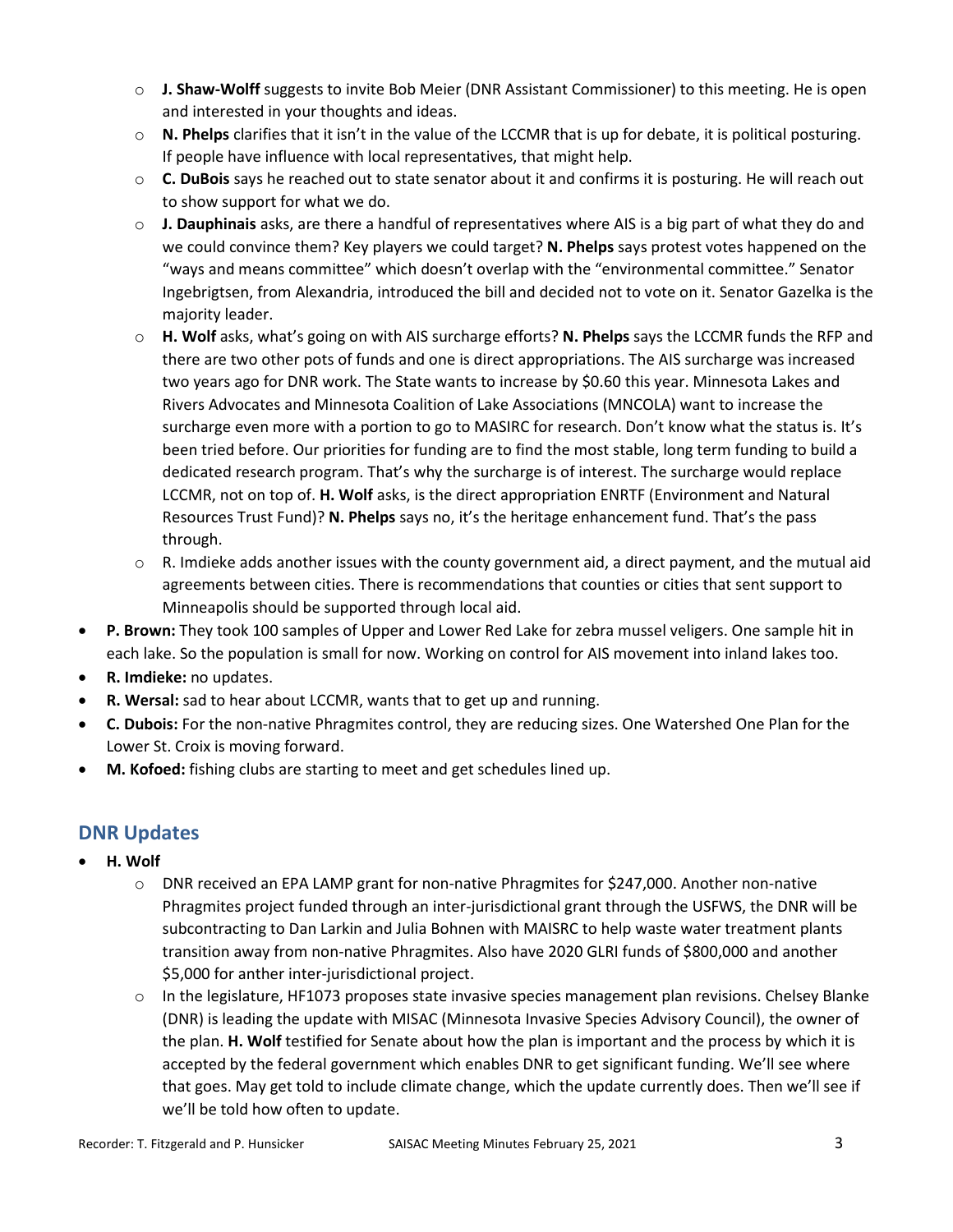- **J. Shaw-Wolff** suggests to invite Bob Meier (DNR Assistant Commissioner) to this meeting. He is open and interested in your thoughts and ideas.
  - **N. Phelps** clarifies that it isn't in the value of the LCCMR that is up for debate, it is political posturing. If people have influence with local representatives, that might help.
  - **C. DuBois** says he reached out to state senator about it and confirms it is posturing. He will reach out to show support for what we do.
  - **J. Dauphinais** asks, are there a handful of representatives where AIS is a big part of what they do and we could convince them? Key players we could target? **N. Phelps** says protest votes happened on the "ways and means committee" which doesn't overlap with the "environmental committee." Senator Ingebrigtsen, from Alexandria, introduced the bill and decided not to vote on it. Senator Gazelka is the majority leader.
  - **H. Wolf** asks, what's going on with AIS surcharge efforts? **N. Phelps** says the LCCMR funds the RFP and there are two other pots of funds and one is direct appropriations. The AIS surcharge was increased two years ago for DNR work. The State wants to increase by $0.60 this year. Minnesota Lakes and Rivers Advocates and Minnesota Coalition of Lake Associations (MNCOLA) want to increase the surcharge even more with a portion to go to MASIRC for research. Don't know what the status is. It's been tried before. Our priorities for funding are to find the most stable, long term funding to build a dedicated research program. That's why the surcharge is of interest. The surcharge would replace LCCMR, not on top of. **H. Wolf** asks, is the direct appropriation ENRTF (Environment and Natural Resources Trust Fund)? **N. Phelps** says no, it's the heritage enhancement fund. That's the pass through.
  - R. Imdieke adds another issues with the county government aid, a direct payment, and the mutual aid agreements between cities. There is recommendations that counties or cities that sent support to Minneapolis should be supported through local aid.
- **P. Brown:** They took 100 samples of Upper and Lower Red Lake for zebra mussel veligers. One sample hit in each lake. So the population is small for now. Working on control for AIS movement into inland lakes too.
- **R. Imdieke:** no updates.
- **R. Wersal:** sad to hear about LCCMR, wants that to get up and running.
- **C. Dubois:** For the non-native Phragmites control, they are reducing sizes. One Watershed One Plan for the Lower St. Croix is moving forward.
- **M. Kofoed:** fishing clubs are starting to meet and get schedules lined up.

## DNR Updates

- **H. Wolf**
  - DNR received an EPA LAMP grant for non-native Phragmites for $247,000. Another non-native Phragmites project funded through an inter-jurisdictional grant through the USFWS, the DNR will be subcontracting to Dan Larkin and Julia Bohnen with MAISRC to help waste water treatment plants transition away from non-native Phragmites. Also have 2020 GLRI funds of $800,000 and another $5,000 for anther inter-jurisdictional project.
  - In the legislature, HF1073 proposes state invasive species management plan revisions. Chelsey Blanke (DNR) is leading the update with MISAC (Minnesota Invasive Species Advisory Council), the owner of the plan. **H. Wolf** testified for Senate about how the plan is important and the process by which it is accepted by the federal government which enables DNR to get significant funding. We'll see where that goes. May get told to include climate change, which the update currently does. Then we'll see if we'll be told how often to update.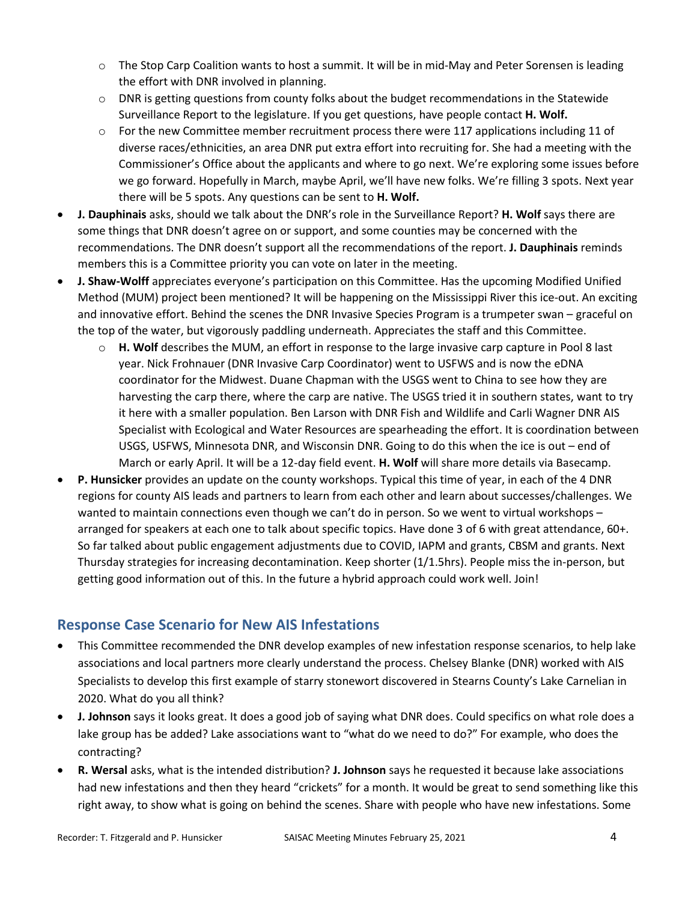- The Stop Carp Coalition wants to host a summit. It will be in mid-May and Peter Sorensen is leading the effort with DNR involved in planning.
  - DNR is getting questions from county folks about the budget recommendations in the Statewide Surveillance Report to the legislature. If you get questions, have people contact **H. Wolf.**
  - For the new Committee member recruitment process there were 117 applications including 11 of diverse races/ethnicities, an area DNR put extra effort into recruiting for. She had a meeting with the Commissioner's Office about the applicants and where to go next. We're exploring some issues before we go forward. Hopefully in March, maybe April, we'll have new folks. We're filling 3 spots. Next year there will be 5 spots. Any questions can be sent to **H. Wolf.**
- **J. Dauphinais** asks, should we talk about the DNR's role in the Surveillance Report? **H. Wolf** says there are some things that DNR doesn't agree on or support, and some counties may be concerned with the recommendations. The DNR doesn't support all the recommendations of the report. **J. Dauphinais** reminds members this is a Committee priority you can vote on later in the meeting.
- **J. Shaw-Wolff** appreciates everyone's participation on this Committee. Has the upcoming Modified Unified Method (MUM) project been mentioned? It will be happening on the Mississippi River this ice-out. An exciting and innovative effort. Behind the scenes the DNR Invasive Species Program is a trumpeter swan – graceful on the top of the water, but vigorously paddling underneath. Appreciates the staff and this Committee.
  - **H. Wolf** describes the MUM, an effort in response to the large invasive carp capture in Pool 8 last year. Nick Frohnauer (DNR Invasive Carp Coordinator) went to USFWS and is now the eDNA coordinator for the Midwest. Duane Chapman with the USGS went to China to see how they are harvesting the carp there, where the carp are native. The USGS tried it in southern states, want to try it here with a smaller population. Ben Larson with DNR Fish and Wildlife and Carli Wagner DNR AIS Specialist with Ecological and Water Resources are spearheading the effort. It is coordination between USGS, USFWS, Minnesota DNR, and Wisconsin DNR. Going to do this when the ice is out – end of March or early April. It will be a 12-day field event. **H. Wolf** will share more details via Basecamp.
- **P. Hunsicker** provides an update on the county workshops. Typical this time of year, in each of the 4 DNR regions for county AIS leads and partners to learn from each other and learn about successes/challenges. We wanted to maintain connections even though we can't do in person. So we went to virtual workshops – arranged for speakers at each one to talk about specific topics. Have done 3 of 6 with great attendance, 60+. So far talked about public engagement adjustments due to COVID, IAPM and grants, CBSM and grants. Next Thursday strategies for increasing decontamination. Keep shorter (1/1.5hrs). People miss the in-person, but getting good information out of this. In the future a hybrid approach could work well. Join!

## Response Case Scenario for New AIS Infestations

- This Committee recommended the DNR develop examples of new infestation response scenarios, to help lake associations and local partners more clearly understand the process. Chelsey Blanke (DNR) worked with AIS Specialists to develop this first example of starry stonewort discovered in Stearns County's Lake Carnelian in 2020. What do you all think?
- **J. Johnson** says it looks great. It does a good job of saying what DNR does. Could specifics on what role does a lake group has be added? Lake associations want to "what do we need to do?" For example, who does the contracting?
- **R. Wersal** asks, what is the intended distribution? **J. Johnson** says he requested it because lake associations had new infestations and then they heard "crickets" for a month. It would be great to send something like this right away, to show what is going on behind the scenes. Share with people who have new infestations. Some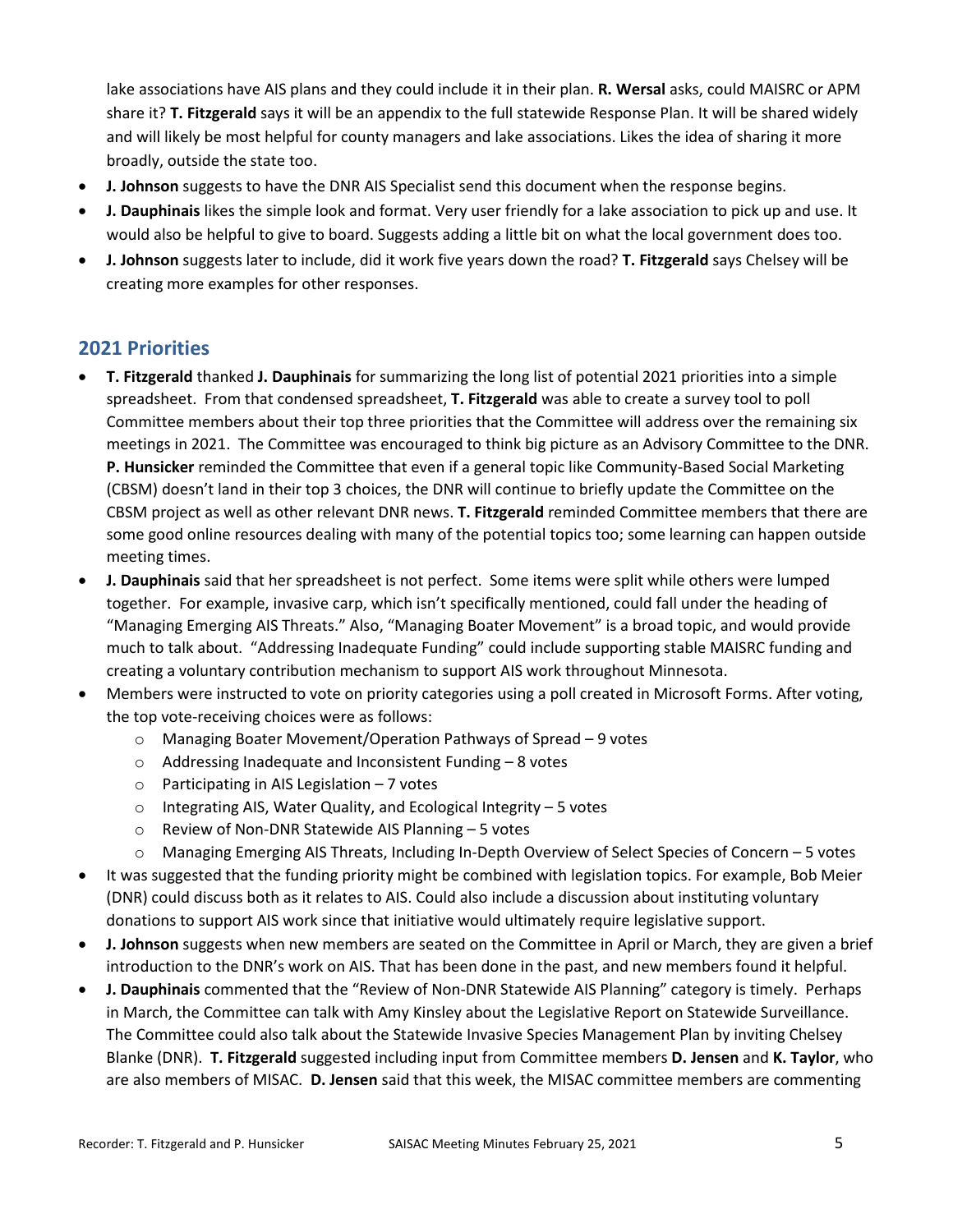lake associations have AIS plans and they could include it in their plan. **R. Wersal** asks, could MAISRC or APM share it? **T. Fitzgerald** says it will be an appendix to the full statewide Response Plan. It will be shared widely and will likely be most helpful for county managers and lake associations. Likes the idea of sharing it more broadly, outside the state too.

- **J. Johnson** suggests to have the DNR AIS Specialist send this document when the response begins.
- **J. Dauphinais** likes the simple look and format. Very user friendly for a lake association to pick up and use. It would also be helpful to give to board. Suggests adding a little bit on what the local government does too.
- **J. Johnson** suggests later to include, did it work five years down the road? **T. Fitzgerald** says Chelsey will be creating more examples for other responses.

## 2021 Priorities

- **T. Fitzgerald** thanked **J. Dauphinais** for summarizing the long list of potential 2021 priorities into a simple spreadsheet. From that condensed spreadsheet, **T. Fitzgerald** was able to create a survey tool to poll Committee members about their top three priorities that the Committee will address over the remaining six meetings in 2021. The Committee was encouraged to think big picture as an Advisory Committee to the DNR. **P. Hunsicker** reminded the Committee that even if a general topic like Community-Based Social Marketing (CBSM) doesn't land in their top 3 choices, the DNR will continue to briefly update the Committee on the CBSM project as well as other relevant DNR news. **T. Fitzgerald** reminded Committee members that there are some good online resources dealing with many of the potential topics too; some learning can happen outside meeting times.
- **J. Dauphinais** said that her spreadsheet is not perfect. Some items were split while others were lumped together. For example, invasive carp, which isn't specifically mentioned, could fall under the heading of "Managing Emerging AIS Threats." Also, "Managing Boater Movement" is a broad topic, and would provide much to talk about. "Addressing Inadequate Funding" could include supporting stable MAISRC funding and creating a voluntary contribution mechanism to support AIS work throughout Minnesota.
- Members were instructed to vote on priority categories using a poll created in Microsoft Forms. After voting, the top vote-receiving choices were as follows:
  - Managing Boater Movement/Operation Pathways of Spread – 9 votes
  - Addressing Inadequate and Inconsistent Funding – 8 votes
  - Participating in AIS Legislation – 7 votes
  - Integrating AIS, Water Quality, and Ecological Integrity – 5 votes
  - Review of Non-DNR Statewide AIS Planning – 5 votes
  - Managing Emerging AIS Threats, Including In-Depth Overview of Select Species of Concern – 5 votes
- It was suggested that the funding priority might be combined with legislation topics. For example, Bob Meier (DNR) could discuss both as it relates to AIS. Could also include a discussion about instituting voluntary donations to support AIS work since that initiative would ultimately require legislative support.
- **J. Johnson** suggests when new members are seated on the Committee in April or March, they are given a brief introduction to the DNR's work on AIS. That has been done in the past, and new members found it helpful.
- **J. Dauphinais** commented that the "Review of Non-DNR Statewide AIS Planning" category is timely. Perhaps in March, the Committee can talk with Amy Kinsley about the Legislative Report on Statewide Surveillance. The Committee could also talk about the Statewide Invasive Species Management Plan by inviting Chelsey Blanke (DNR). **T. Fitzgerald** suggested including input from Committee members **D. Jensen** and **K. Taylor**, who are also members of MISAC. **D. Jensen** said that this week, the MISAC committee members are commenting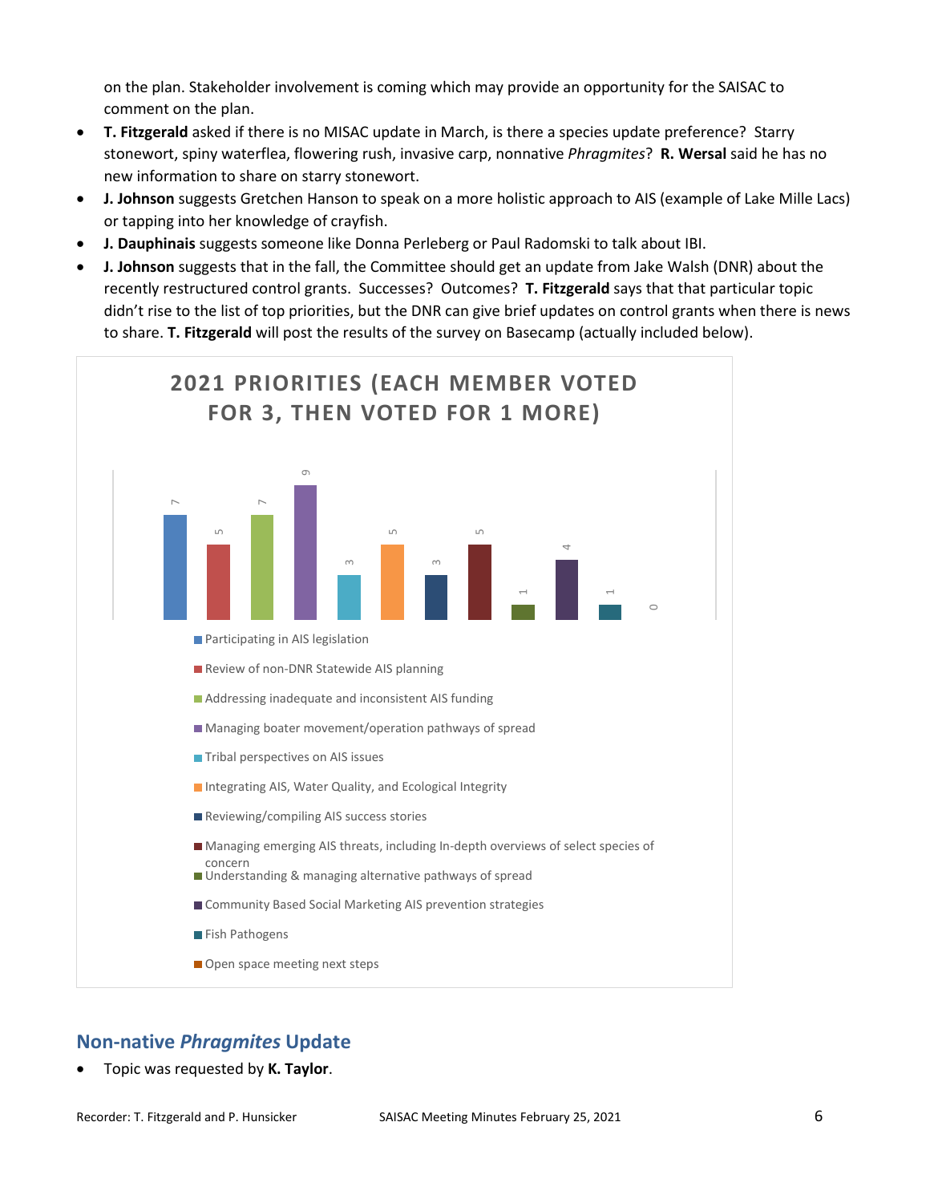on the plan. Stakeholder involvement is coming which may provide an opportunity for the SAISAC to comment on the plan.

- **T. Fitzgerald** asked if there is no MISAC update in March, is there a species update preference? Starry stonewort, spiny waterflea, flowering rush, invasive carp, nonnative *Phragmites*? **R. Wersal** said he has no new information to share on starry stonewort.
- **J. Johnson** suggests Gretchen Hanson to speak on a more holistic approach to AIS (example of Lake Mille Lacs) or tapping into her knowledge of crayfish.
- **J. Dauphinais** suggests someone like Donna Perleberg or Paul Radomski to talk about IBI.
- **J. Johnson** suggests that in the fall, the Committee should get an update from Jake Walsh (DNR) about the recently restructured control grants. Successes? Outcomes? **T. Fitzgerald** says that that particular topic didn't rise to the list of top priorities, but the DNR can give brief updates on control grants when there is news to share. **T. Fitzgerald** will post the results of the survey on Basecamp (actually included below).

**2021 PRIORITIES (EACH MEMBER VOTED FOR 3, THEN VOTED FOR 1 MORE)**

| Priority | Votes |
| --- | --- |
| Participating in AIS legislation | 7 |
| Review of non-DNR Statewide AIS planning | 5 |
| Addressing inadequate and inconsistent AIS funding | 7 |
| Managing boater movement/operation pathways of spread | 9 |
| Tribal perspectives on AIS issues | 3 |
| Integrating AIS, Water Quality, and Ecological Integrity | 5 |
| Reviewing/compiling AIS success stories | 3 |
| Managing emerging AIS threats, including In-depth overviews of select species of concern | 5 |
| Understanding & managing alternative pathways of spread | 1 |
| Community Based Social Marketing AIS prevention strategies | 4 |
| Fish Pathogens | 1 |
| Open space meeting next steps | 0 |

## Non-native *Phragmites* Update

- Topic was requested by **K. Taylor**.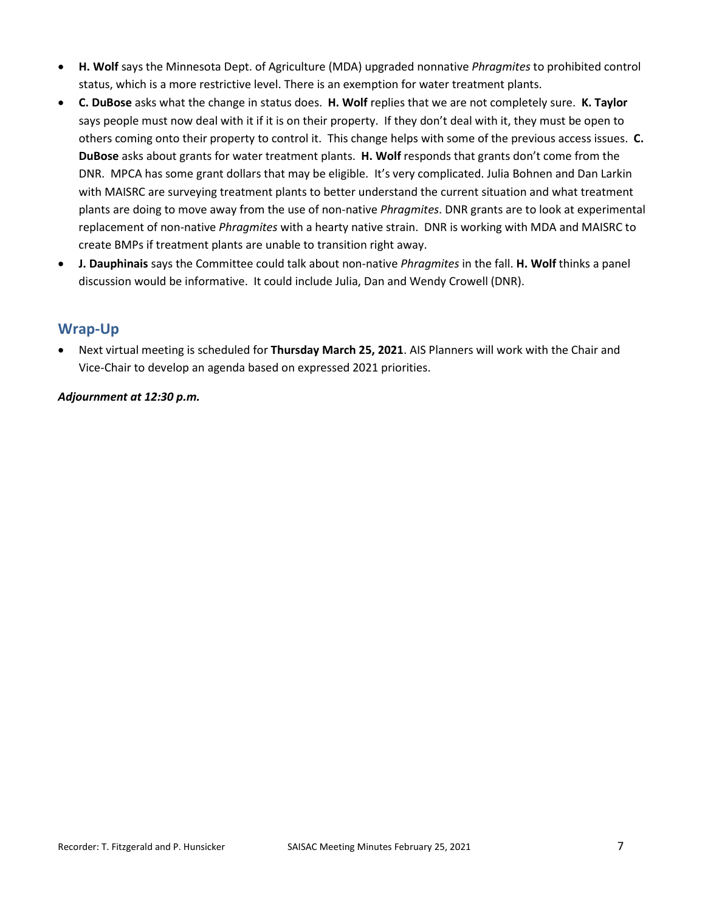- **H. Wolf** says the Minnesota Dept. of Agriculture (MDA) upgraded nonnative *Phragmites* to prohibited control status, which is a more restrictive level. There is an exemption for water treatment plants.
- **C. DuBose** asks what the change in status does. **H. Wolf** replies that we are not completely sure. **K. Taylor** says people must now deal with it if it is on their property. If they don't deal with it, they must be open to others coming onto their property to control it. This change helps with some of the previous access issues. **C. DuBose** asks about grants for water treatment plants. **H. Wolf** responds that grants don't come from the DNR. MPCA has some grant dollars that may be eligible. It's very complicated. Julia Bohnen and Dan Larkin with MAISRC are surveying treatment plants to better understand the current situation and what treatment plants are doing to move away from the use of non-native *Phragmites*. DNR grants are to look at experimental replacement of non-native *Phragmites* with a hearty native strain. DNR is working with MDA and MAISRC to create BMPs if treatment plants are unable to transition right away.
- **J. Dauphinais** says the Committee could talk about non-native *Phragmites* in the fall. **H. Wolf** thinks a panel discussion would be informative. It could include Julia, Dan and Wendy Crowell (DNR).

## Wrap-Up

- Next virtual meeting is scheduled for **Thursday March 25, 2021**. AIS Planners will work with the Chair and Vice-Chair to develop an agenda based on expressed 2021 priorities.

***Adjournment at 12:30 p.m.***